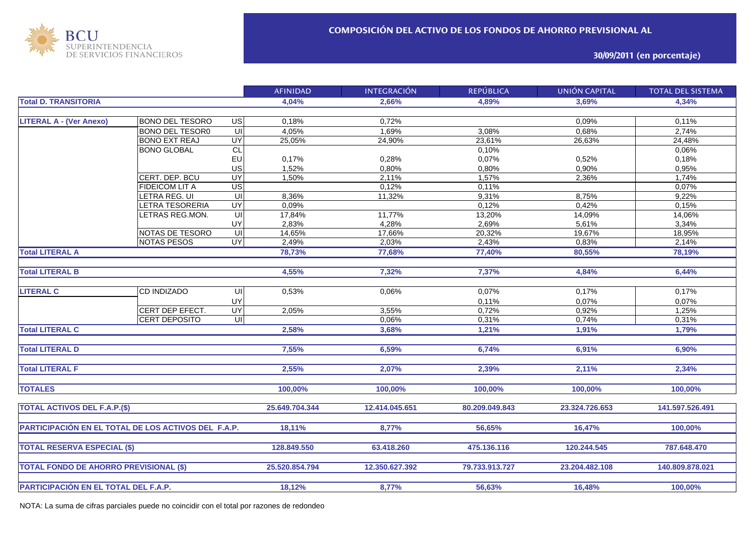BCU SUPERINTENDENCIA DE SERVICIOS FINANCIEROS

## COMPOSICIÓN DEL ACTIVO DE LOS FONDOS DE AHORRO PREVISIONAL AL

### 30/09/2011 (en porcentaje)

| | | | AFINIDAD | INTEGRACIÓN | REPÚBLICA | UNIÓN CAPITAL | TOTAL DEL SISTEMA |
|---|---|---|---|---|---|---|---|
| **Total D. TRANSITORIA** | | | **4,04%** | **2,66%** | **4,89%** | **3,69%** | **4,34%** |
| **LITERAL A - (Ver Anexo)** | BONO DEL TESORO | US | 0,18% | 0,72% | | 0,09% | 0,11% |
| | BONO DEL TESOR0 | UI | 4,05% | 1,69% | 3,08% | 0,68% | 2,74% |
| | BONO EXT REAJ | UY | 25,05% | 24,90% | 23,61% | 26,63% | 24,48% |
| | BONO GLOBAL | CL | | | 0,10% | | 0,06% |
| | | EU | 0,17% | 0,28% | 0,07% | 0,52% | 0,18% |
| | | US | 1,52% | 0,80% | 0,80% | 0,90% | 0,95% |
| | CERT. DEP. BCU | UY | 1,50% | 2,11% | 1,57% | 2,36% | 1,74% |
| | FIDEICOM LIT A | US | | 0,12% | 0,11% | | 0,07% |
| | LETRA REG. UI | UI | 8,36% | 11,32% | 9,31% | 8,75% | 9,22% |
| | LETRA TESORERIA | UY | 0,09% | | 0,12% | 0,42% | 0,15% |
| | LETRAS REG.MON. | UI | 17,84% | 11,77% | 13,20% | 14,09% | 14,06% |
| | | UY | 2,83% | 4,28% | 2,69% | 5,61% | 3,34% |
| | NOTAS DE TESORO | UI | 14,65% | 17,66% | 20,32% | 19,67% | 18,95% |
| | NOTAS PESOS | UY | 2,49% | 2,03% | 2,43% | 0,83% | 2,14% |
| **Total LITERAL A** | | | **78,73%** | **77,68%** | **77,40%** | **80,55%** | **78,19%** |
| **Total LITERAL B** | | | **4,55%** | **7,32%** | **7,37%** | **4,84%** | **6,44%** |
| **LITERAL C** | CD INDIZADO | UI | 0,53% | 0,06% | 0,07% | 0,17% | 0,17% |
| | | UY | | | 0,11% | 0,07% | 0,07% |
| | CERT DEP EFECT. | UY | 2,05% | 3,55% | 0,72% | 0,92% | 1,25% |
| | CERT DEPOSITO | UI | | 0,06% | 0,31% | 0,74% | 0,31% |
| **Total LITERAL C** | | | **2,58%** | **3,68%** | **1,21%** | **1,91%** | **1,79%** |
| **Total LITERAL D** | | | **7,55%** | **6,59%** | **6,74%** | **6,91%** | **6,90%** |
| **Total LITERAL F** | | | **2,55%** | **2,07%** | **2,39%** | **2,11%** | **2,34%** |
| **TOTALES** | | | **100,00%** | **100,00%** | **100,00%** | **100,00%** | **100,00%** |
| **TOTAL ACTIVOS DEL F.A.P.($)** | | | **25.649.704.344** | **12.414.045.651** | **80.209.049.843** | **23.324.726.653** | **141.597.526.491** |
| **PARTICIPACIÓN EN EL TOTAL DE LOS ACTIVOS DEL F.A.P.** | | | **18,11%** | **8,77%** | **56,65%** | **16,47%** | **100,00%** |
| **TOTAL RESERVA ESPECIAL ($)** | | | **128.849.550** | **63.418.260** | **475.136.116** | **120.244.545** | **787.648.470** |
| **TOTAL FONDO DE AHORRO PREVISIONAL ($)** | | | **25.520.854.794** | **12.350.627.392** | **79.733.913.727** | **23.204.482.108** | **140.809.878.021** |
| **PARTICIPACIÓN EN EL TOTAL DEL F.A.P.** | | | **18,12%** | **8,77%** | **56,63%** | **16,48%** | **100,00%** |

NOTA: La suma de cifras parciales puede no coincidir con el total por razones de redondeo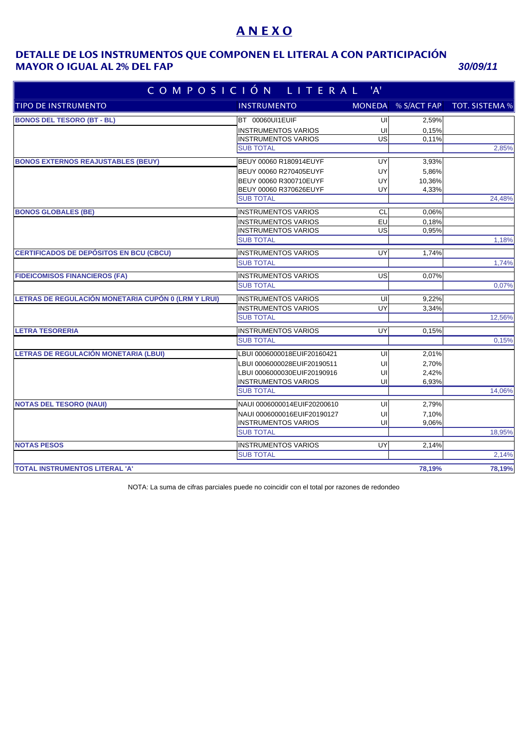# ANEXO

## DETALLE DE LOS INSTRUMENTOS QUE COMPONEN EL LITERAL A CON PARTICIPACIÓN MAYOR O IGUAL AL 2% DEL FAP

*30/09/11*

| COMPOSICIÓN LITERAL 'A' | | | | |
|---|---|---|---|---|
| TIPO DE INSTRUMENTO | INSTRUMENTO | MONEDA | % S/ACT FAP | TOT. SISTEMA % |
| **BONOS DEL TESORO (BT - BL)** | BT 00060UI1EUIF | UI | 2,59% | |
| | INSTRUMENTOS VARIOS | UI | 0,15% | |
| | INSTRUMENTOS VARIOS | US | 0,11% | |
| | SUB TOTAL | | | 2,85% |
| **BONOS EXTERNOS REAJUSTABLES (BEUY)** | BEUY 00060 R180914EUYF | UY | 3,93% | |
| | BEUY 00060 R270405EUYF | UY | 5,86% | |
| | BEUY 00060 R300710EUYF | UY | 10,36% | |
| | BEUY 00060 R370626EUYF | UY | 4,33% | |
| | SUB TOTAL | | | 24,48% |
| **BONOS GLOBALES (BE)** | INSTRUMENTOS VARIOS | CL | 0,06% | |
| | INSTRUMENTOS VARIOS | EU | 0,18% | |
| | INSTRUMENTOS VARIOS | US | 0,95% | |
| | SUB TOTAL | | | 1,18% |
| **CERTIFICADOS DE DEPÓSITOS EN BCU (CBCU)** | INSTRUMENTOS VARIOS | UY | 1,74% | |
| | SUB TOTAL | | | 1,74% |
| **FIDEICOMISOS FINANCIEROS (FA)** | INSTRUMENTOS VARIOS | US | 0,07% | |
| | SUB TOTAL | | | 0,07% |
| **LETRAS DE REGULACIÓN MONETARIA CUPÓN 0 (LRM Y LRUI)** | INSTRUMENTOS VARIOS | UI | 9,22% | |
| | INSTRUMENTOS VARIOS | UY | 3,34% | |
| | SUB TOTAL | | | 12,56% |
| **LETRA TESORERIA** | INSTRUMENTOS VARIOS | UY | 0,15% | |
| | SUB TOTAL | | | 0,15% |
| **LETRAS DE REGULACIÓN MONETARIA (LBUI)** | LBUI 0006000018EUIF20160421 | UI | 2,01% | |
| | LBUI 0006000028EUIF20190511 | UI | 2,70% | |
| | LBUI 0006000030EUIF20190916 | UI | 2,42% | |
| | INSTRUMENTOS VARIOS | UI | 6,93% | |
| | SUB TOTAL | | | 14,06% |
| **NOTAS DEL TESORO (NAUI)** | NAUI 0006000014EUIF20200610 | UI | 2,79% | |
| | NAUI 0006000016EUIF20190127 | UI | 7,10% | |
| | INSTRUMENTOS VARIOS | UI | 9,06% | |
| | SUB TOTAL | | | 18,95% |
| **NOTAS PESOS** | INSTRUMENTOS VARIOS | UY | 2,14% | |
| | SUB TOTAL | | | 2,14% |
| **TOTAL INSTRUMENTOS LITERAL 'A'** | | | **78,19%** | **78,19%** |

NOTA: La suma de cifras parciales puede no coincidir con el total por razones de redondeo